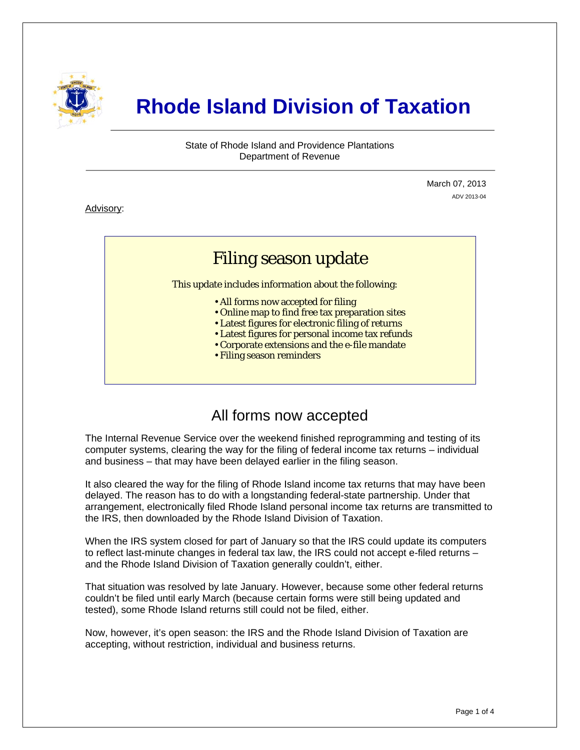# Rhode Island Division of Taxation

State of Rhode Island and Providence Plantations
Department of Revenue

March 07, 2013
ADV 2013-04

Advisory:

## Filing season update

This update includes information about the following:

- All forms now accepted for filing
- Online map to find free tax preparation sites
- Latest figures for electronic filing of returns
- Latest figures for personal income tax refunds
- Corporate extensions and the e-file mandate
- Filing season reminders

## All forms now accepted

The Internal Revenue Service over the weekend finished reprogramming and testing of its computer systems, clearing the way for the filing of federal income tax returns – individual and business – that may have been delayed earlier in the filing season.

It also cleared the way for the filing of Rhode Island income tax returns that may have been delayed. The reason has to do with a longstanding federal-state partnership. Under that arrangement, electronically filed Rhode Island personal income tax returns are transmitted to the IRS, then downloaded by the Rhode Island Division of Taxation.

When the IRS system closed for part of January so that the IRS could update its computers to reflect last-minute changes in federal tax law, the IRS could not accept e-filed returns – and the Rhode Island Division of Taxation generally couldn't, either.

That situation was resolved by late January. However, because some other federal returns couldn't be filed until early March (because certain forms were still being updated and tested), some Rhode Island returns still could not be filed, either.

Now, however, it's open season: the IRS and the Rhode Island Division of Taxation are accepting, without restriction, individual and business returns.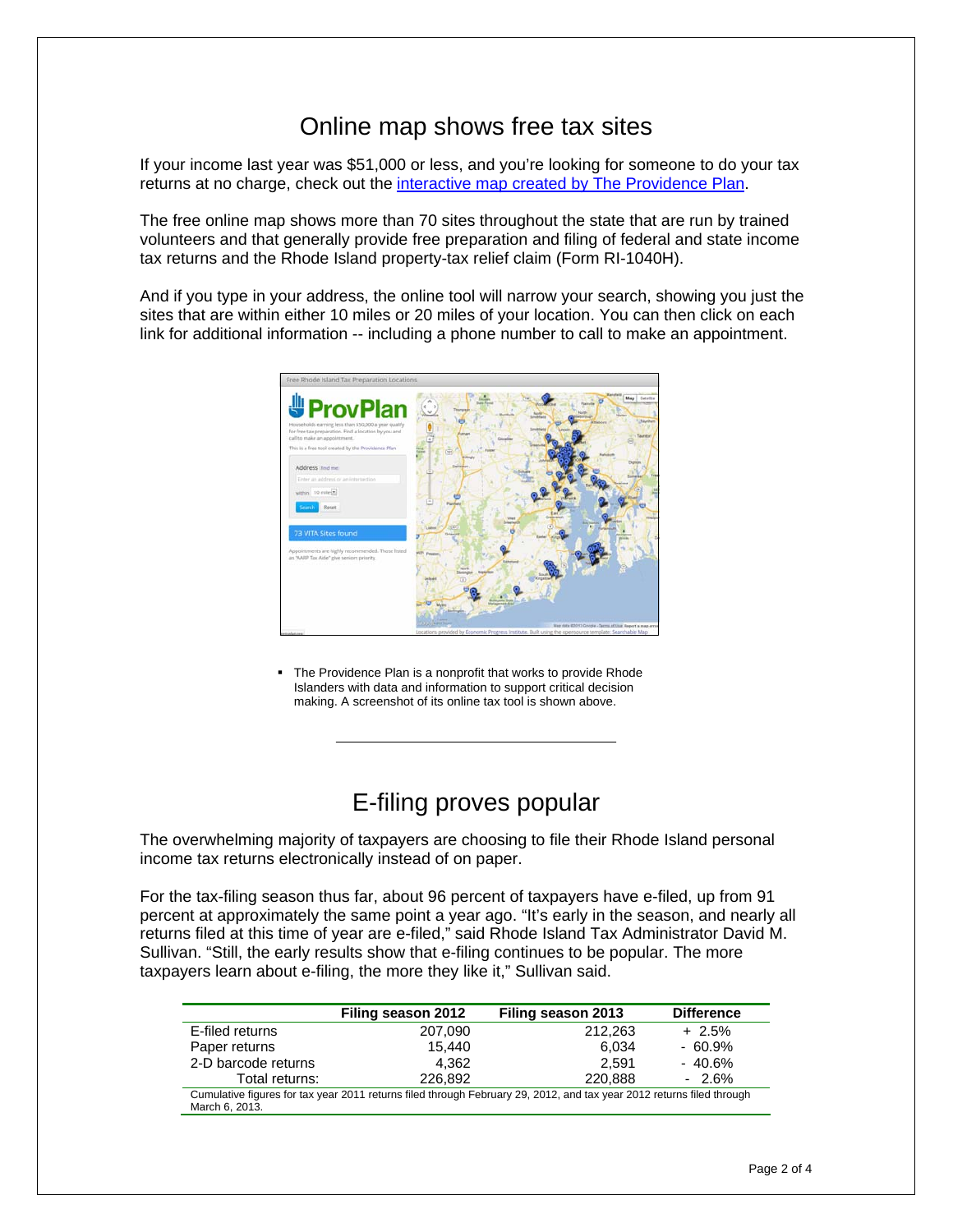# Online map shows free tax sites

If your income last year was $51,000 or less, and you're looking for someone to do your tax returns at no charge, check out the [interactive map created by The Providence Plan](#).

The free online map shows more than 70 sites throughout the state that are run by trained volunteers and that generally provide free preparation and filing of federal and state income tax returns and the Rhode Island property-tax relief claim (Form RI-1040H).

And if you type in your address, the online tool will narrow your search, showing you just the sites that are within either 10 miles or 20 miles of your location. You can then click on each link for additional information -- including a phone number to call to make an appointment.

- The Providence Plan is a nonprofit that works to provide Rhode Islanders with data and information to support critical decision making. A screenshot of its online tax tool is shown above.

---

# E-filing proves popular

The overwhelming majority of taxpayers are choosing to file their Rhode Island personal income tax returns electronically instead of on paper.

For the tax-filing season thus far, about 96 percent of taxpayers have e-filed, up from 91 percent at approximately the same point a year ago. "It's early in the season, and nearly all returns filed at this time of year are e-filed," said Rhode Island Tax Administrator David M. Sullivan. "Still, the early results show that e-filing continues to be popular. The more taxpayers learn about e-filing, the more they like it," Sullivan said.

| | Filing season 2012 | Filing season 2013 | Difference |
|---|---|---|---|
| E-filed returns | 207,090 | 212,263 | + 2.5% |
| Paper returns | 15,440 | 6,034 | - 60.9% |
| 2-D barcode returns | 4,362 | 2,591 | - 40.6% |
| Total returns: | 226,892 | 220,888 | - 2.6% |

Cumulative figures for tax year 2011 returns filed through February 29, 2012, and tax year 2012 returns filed through March 6, 2013.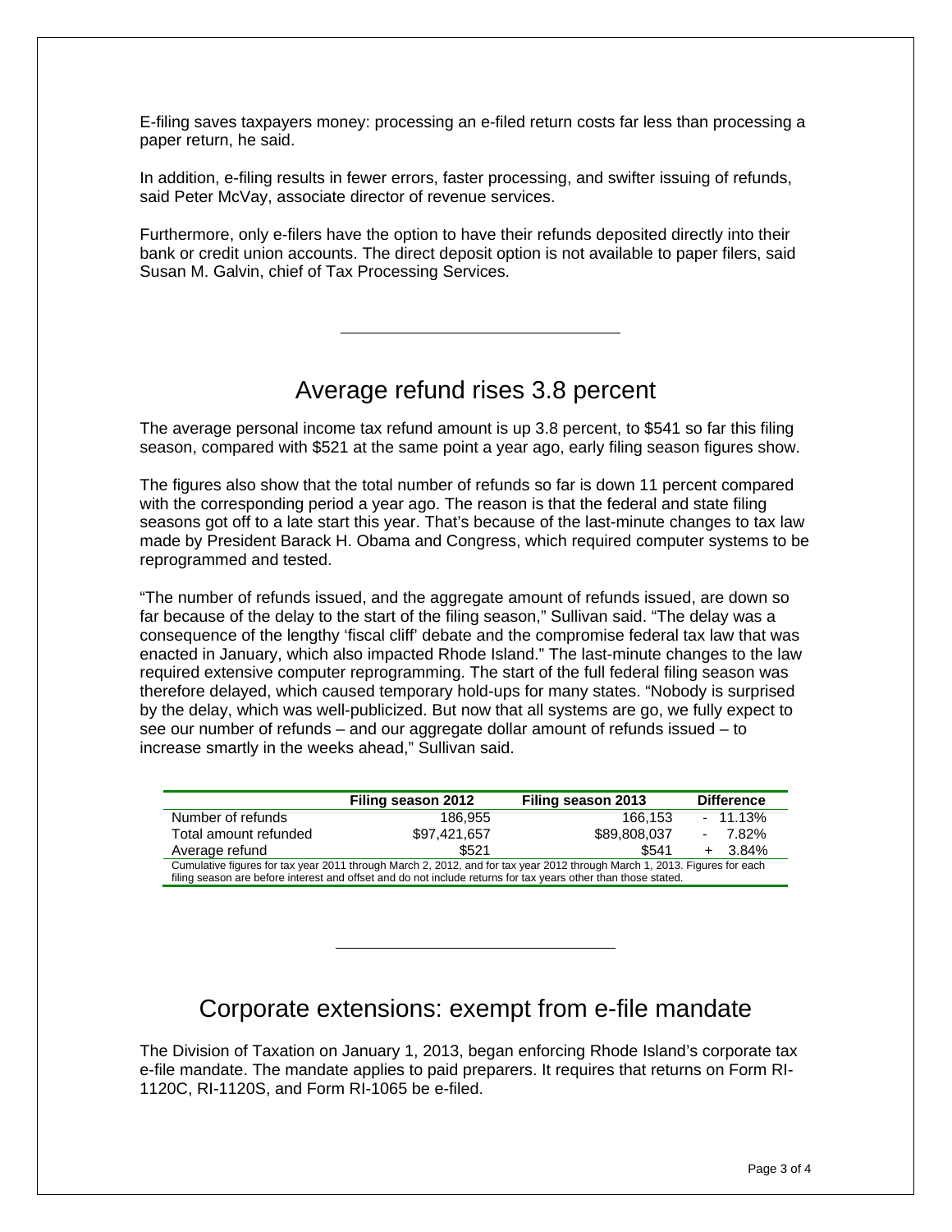E-filing saves taxpayers money: processing an e-filed return costs far less than processing a paper return, he said.

In addition, e-filing results in fewer errors, faster processing, and swifter issuing of refunds, said Peter McVay, associate director of revenue services.

Furthermore, only e-filers have the option to have their refunds deposited directly into their bank or credit union accounts. The direct deposit option is not available to paper filers, said Susan M. Galvin, chief of Tax Processing Services.

---

## Average refund rises 3.8 percent

The average personal income tax refund amount is up 3.8 percent, to $541 so far this filing season, compared with $521 at the same point a year ago, early filing season figures show.

The figures also show that the total number of refunds so far is down 11 percent compared with the corresponding period a year ago. The reason is that the federal and state filing seasons got off to a late start this year. That's because of the last-minute changes to tax law made by President Barack H. Obama and Congress, which required computer systems to be reprogrammed and tested.

"The number of refunds issued, and the aggregate amount of refunds issued, are down so far because of the delay to the start of the filing season," Sullivan said. "The delay was a consequence of the lengthy 'fiscal cliff' debate and the compromise federal tax law that was enacted in January, which also impacted Rhode Island." The last-minute changes to the law required extensive computer reprogramming. The start of the full federal filing season was therefore delayed, which caused temporary hold-ups for many states. "Nobody is surprised by the delay, which was well-publicized. But now that all systems are go, we fully expect to see our number of refunds – and our aggregate dollar amount of refunds issued – to increase smartly in the weeks ahead," Sullivan said.

| | Filing season 2012 | Filing season 2013 | Difference |
|---|---|---|---|
| Number of refunds | 186,955 | 166,153 | - 11.13% |
| Total amount refunded | $97,421,657 | $89,808,037 | - 7.82% |
| Average refund | $521 | $541 | + 3.84% |

Cumulative figures for tax year 2011 through March 2, 2012, and for tax year 2012 through March 1, 2013. Figures for each filing season are before interest and offset and do not include returns for tax years other than those stated.

---

## Corporate extensions: exempt from e-file mandate

The Division of Taxation on January 1, 2013, began enforcing Rhode Island's corporate tax e-file mandate. The mandate applies to paid preparers. It requires that returns on Form RI-1120C, RI-1120S, and Form RI-1065 be e-filed.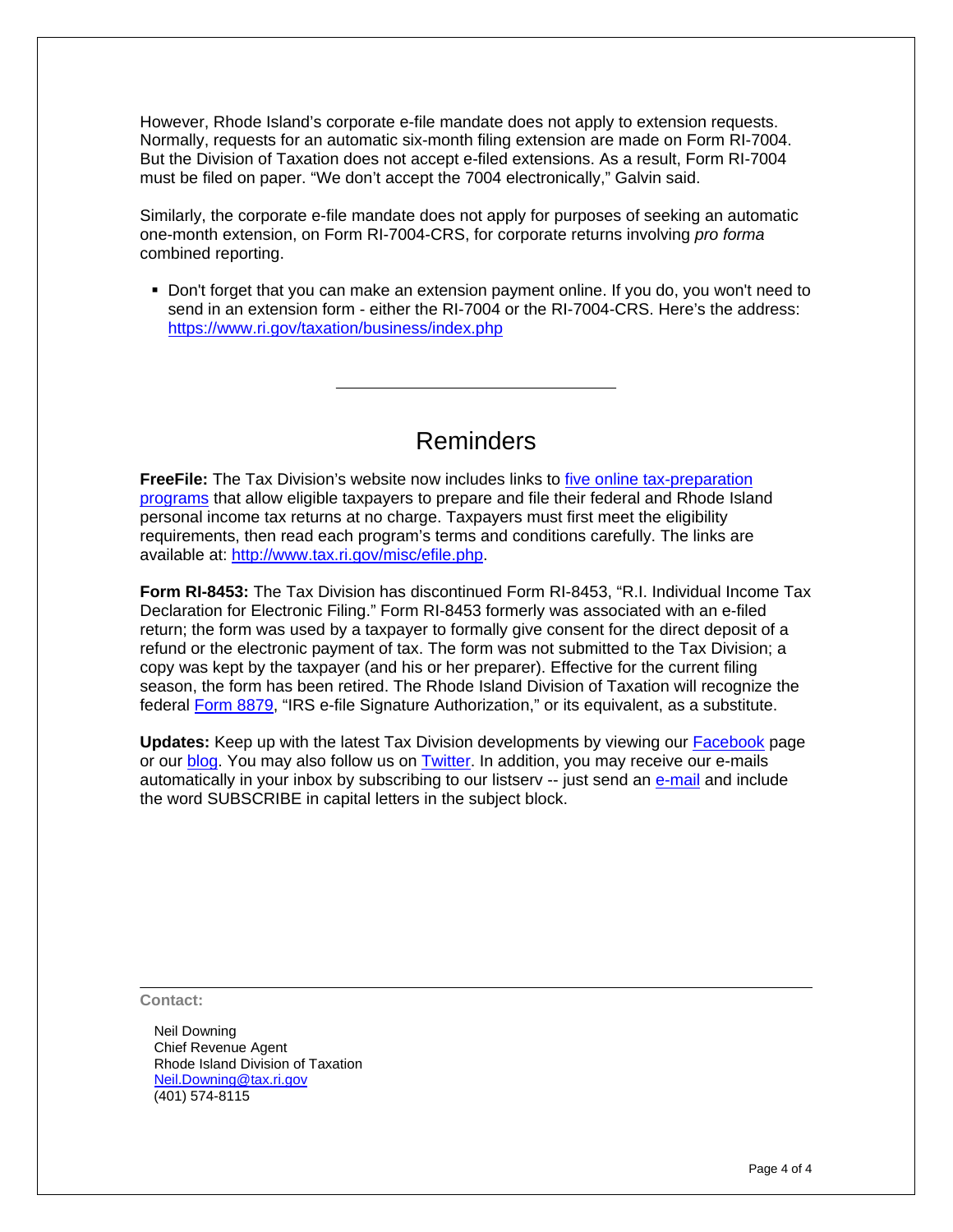However, Rhode Island's corporate e-file mandate does not apply to extension requests. Normally, requests for an automatic six-month filing extension are made on Form RI-7004. But the Division of Taxation does not accept e-filed extensions. As a result, Form RI-7004 must be filed on paper. "We don't accept the 7004 electronically," Galvin said.

Similarly, the corporate e-file mandate does not apply for purposes of seeking an automatic one-month extension, on Form RI-7004-CRS, for corporate returns involving *pro forma* combined reporting.

- Don't forget that you can make an extension payment online. If you do, you won't need to send in an extension form - either the RI-7004 or the RI-7004-CRS. Here's the address: https://www.ri.gov/taxation/business/index.php

---

## Reminders

**FreeFile:** The Tax Division's website now includes links to five online tax-preparation programs that allow eligible taxpayers to prepare and file their federal and Rhode Island personal income tax returns at no charge. Taxpayers must first meet the eligibility requirements, then read each program's terms and conditions carefully. The links are available at: http://www.tax.ri.gov/misc/efile.php.

**Form RI-8453:** The Tax Division has discontinued Form RI-8453, "R.I. Individual Income Tax Declaration for Electronic Filing." Form RI-8453 formerly was associated with an e-filed return; the form was used by a taxpayer to formally give consent for the direct deposit of a refund or the electronic payment of tax. The form was not submitted to the Tax Division; a copy was kept by the taxpayer (and his or her preparer). Effective for the current filing season, the form has been retired. The Rhode Island Division of Taxation will recognize the federal Form 8879, "IRS e-file Signature Authorization," or its equivalent, as a substitute.

**Updates:** Keep up with the latest Tax Division developments by viewing our Facebook page or our blog. You may also follow us on Twitter. In addition, you may receive our e-mails automatically in your inbox by subscribing to our listserv -- just send an e-mail and include the word SUBSCRIBE in capital letters in the subject block.

---

**Contact:**

Neil Downing
Chief Revenue Agent
Rhode Island Division of Taxation
Neil.Downing@tax.ri.gov
(401) 574-8115